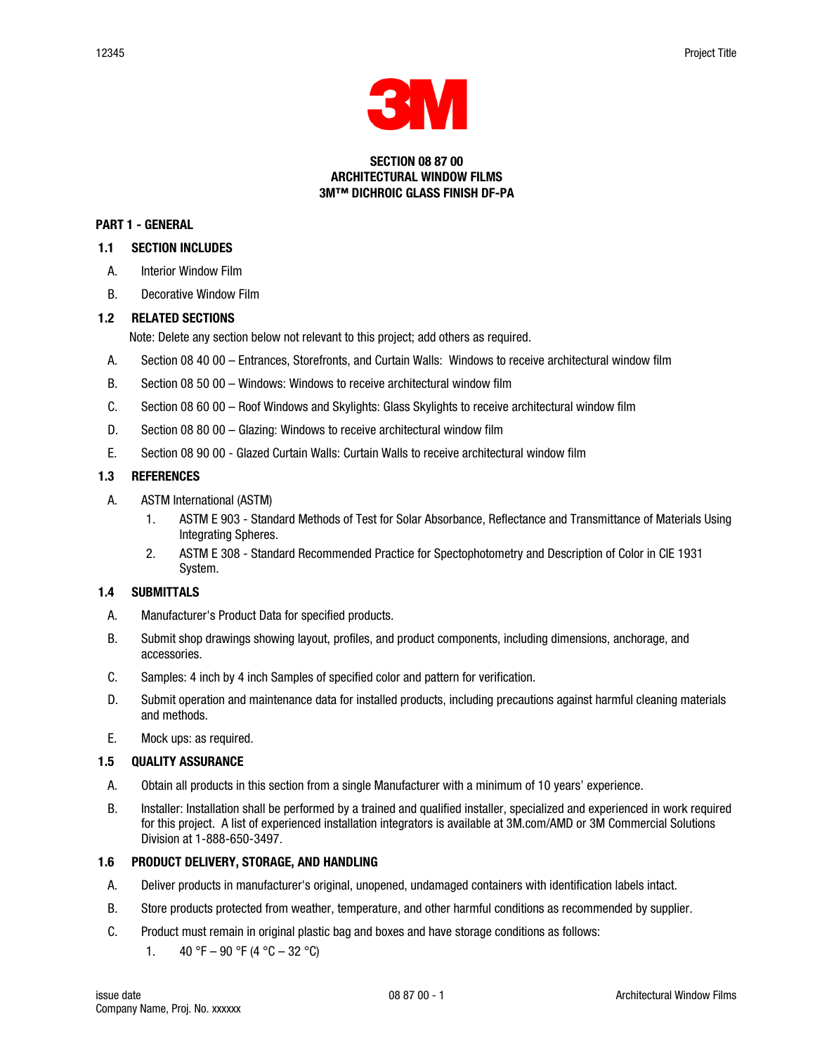# SECTION 08 87 00
# ARCHITECTURAL WINDOW FILMS
# 3M™ DICHROIC GLASS FINISH DF-PA

## PART 1 - GENERAL

### 1.1 SECTION INCLUDES

A. Interior Window Film

B. Decorative Window Film

### 1.2 RELATED SECTIONS

Note: Delete any section below not relevant to this project; add others as required.

A. Section 08 40 00 – Entrances, Storefronts, and Curtain Walls: Windows to receive architectural window film

B. Section 08 50 00 – Windows: Windows to receive architectural window film

C. Section 08 60 00 – Roof Windows and Skylights: Glass Skylights to receive architectural window film

D. Section 08 80 00 – Glazing: Windows to receive architectural window film

E. Section 08 90 00 - Glazed Curtain Walls: Curtain Walls to receive architectural window film

### 1.3 REFERENCES

A. ASTM International (ASTM)

1. ASTM E 903 - Standard Methods of Test for Solar Absorbance, Reflectance and Transmittance of Materials Using Integrating Spheres.
2. ASTM E 308 - Standard Recommended Practice for Spectophotometry and Description of Color in CIE 1931 System.

### 1.4 SUBMITTALS

A. Manufacturer's Product Data for specified products.

B. Submit shop drawings showing layout, profiles, and product components, including dimensions, anchorage, and accessories.

C. Samples: 4 inch by 4 inch Samples of specified color and pattern for verification.

D. Submit operation and maintenance data for installed products, including precautions against harmful cleaning materials and methods.

E. Mock ups: as required.

### 1.5 QUALITY ASSURANCE

A. Obtain all products in this section from a single Manufacturer with a minimum of 10 years' experience.

B. Installer: Installation shall be performed by a trained and qualified installer, specialized and experienced in work required for this project. A list of experienced installation integrators is available at 3M.com/AMD or 3M Commercial Solutions Division at 1-888-650-3497.

### 1.6 PRODUCT DELIVERY, STORAGE, AND HANDLING

A. Deliver products in manufacturer's original, unopened, undamaged containers with identification labels intact.

B. Store products protected from weather, temperature, and other harmful conditions as recommended by supplier.

C. Product must remain in original plastic bag and boxes and have storage conditions as follows:

1. 40 °F – 90 °F (4 °C – 32 °C)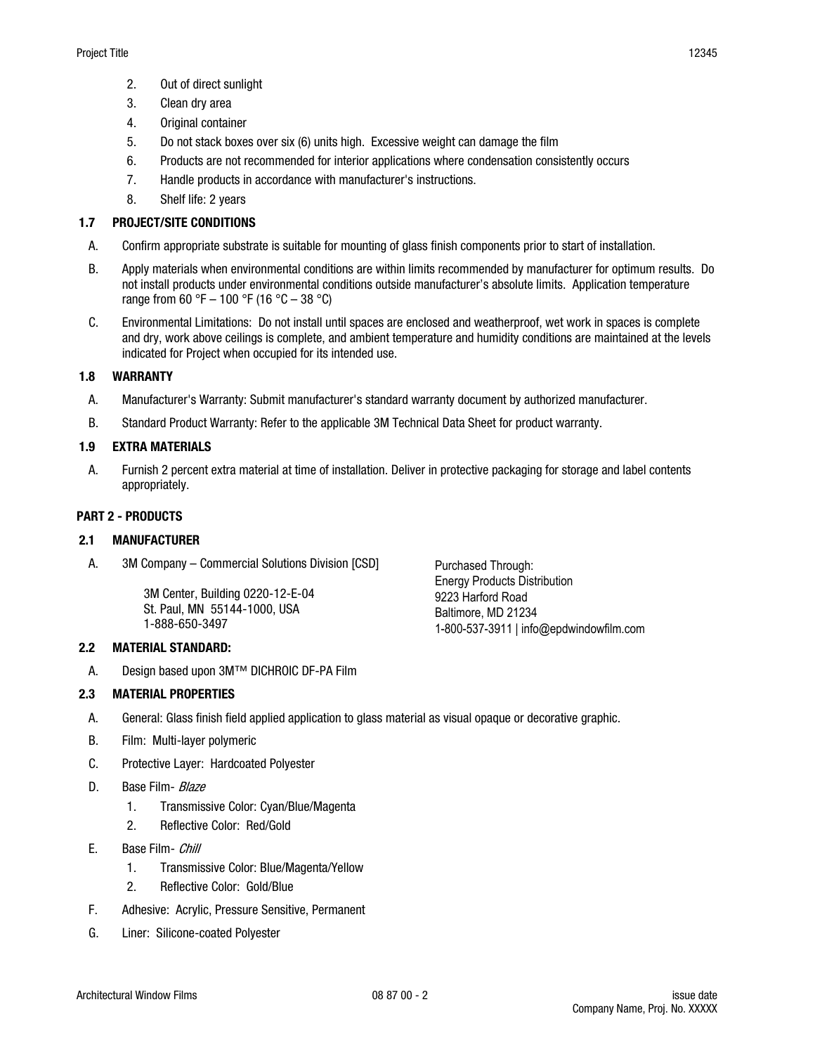2. Out of direct sunlight
3. Clean dry area
4. Original container
5. Do not stack boxes over six (6) units high. Excessive weight can damage the film
6. Products are not recommended for interior applications where condensation consistently occurs
7. Handle products in accordance with manufacturer's instructions.
8. Shelf life: 2 years

### 1.7 PROJECT/SITE CONDITIONS

A. Confirm appropriate substrate is suitable for mounting of glass finish components prior to start of installation.

B. Apply materials when environmental conditions are within limits recommended by manufacturer for optimum results. Do not install products under environmental conditions outside manufacturer's absolute limits. Application temperature range from 60 °F – 100 °F (16 °C – 38 °C)

C. Environmental Limitations: Do not install until spaces are enclosed and weatherproof, wet work in spaces is complete and dry, work above ceilings is complete, and ambient temperature and humidity conditions are maintained at the levels indicated for Project when occupied for its intended use.

### 1.8 WARRANTY

A. Manufacturer's Warranty: Submit manufacturer's standard warranty document by authorized manufacturer.

B. Standard Product Warranty: Refer to the applicable 3M Technical Data Sheet for product warranty.

### 1.9 EXTRA MATERIALS

A. Furnish 2 percent extra material at time of installation. Deliver in protective packaging for storage and label contents appropriately.

## PART 2 - PRODUCTS

### 2.1 MANUFACTURER

A. 3M Company – Commercial Solutions Division [CSD]

3M Center, Building 0220-12-E-04
St. Paul, MN 55144-1000, USA
1-888-650-3497

Purchased Through:
Energy Products Distribution
9223 Harford Road
Baltimore, MD 21234
1-800-537-3911 | info@epdwindowfilm.com

### 2.2 MATERIAL STANDARD:

A. Design based upon 3M™ DICHROIC DF-PA Film

### 2.3 MATERIAL PROPERTIES

A. General: Glass finish field applied application to glass material as visual opaque or decorative graphic.

B. Film: Multi-layer polymeric

C. Protective Layer: Hardcoated Polyester

D. Base Film- *Blaze*
   1. Transmissive Color: Cyan/Blue/Magenta
   2. Reflective Color: Red/Gold

E. Base Film- *Chill*
   1. Transmissive Color: Blue/Magenta/Yellow
   2. Reflective Color: Gold/Blue

F. Adhesive: Acrylic, Pressure Sensitive, Permanent

G. Liner: Silicone-coated Polyester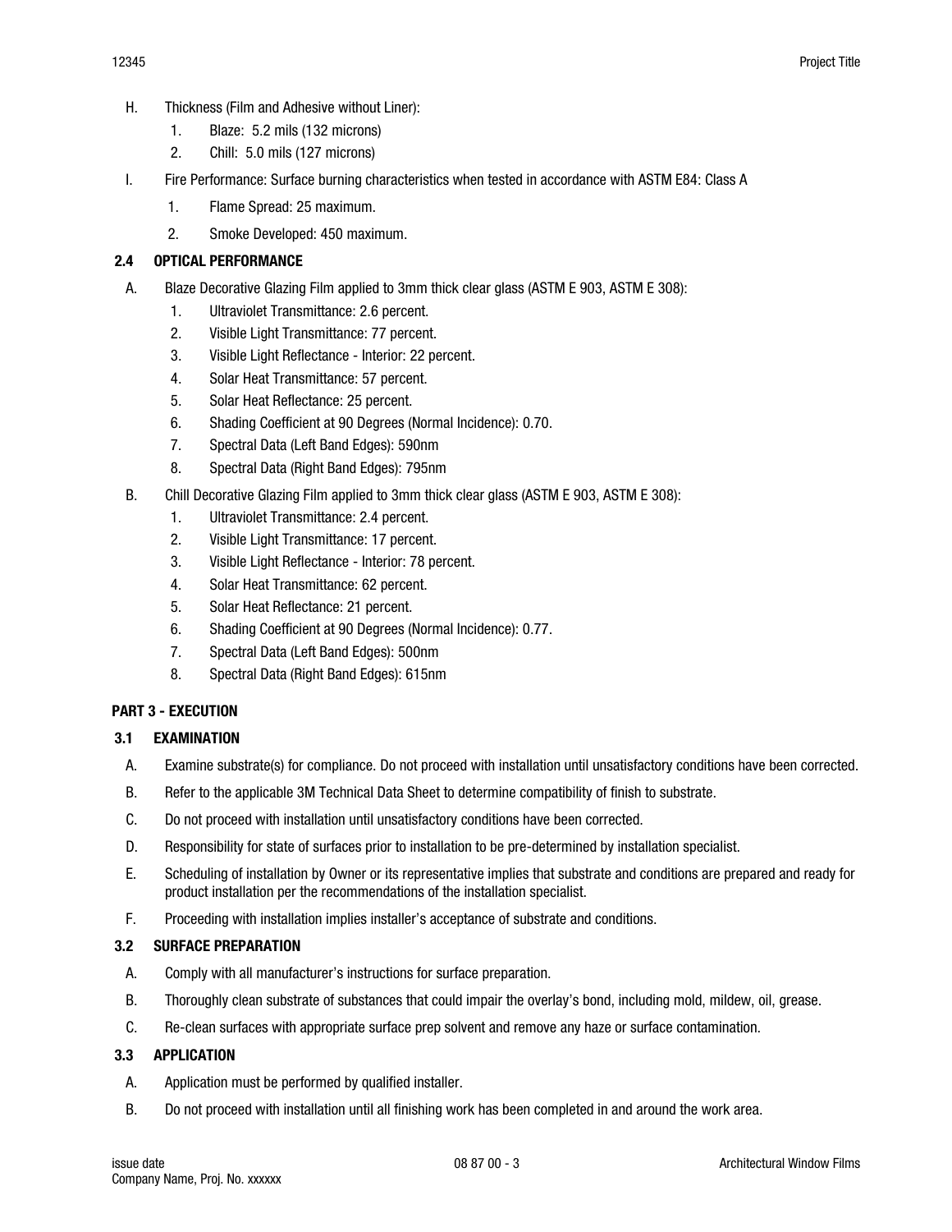H. Thickness (Film and Adhesive without Liner):
   1. Blaze: 5.2 mils (132 microns)
   2. Chill: 5.0 mils (127 microns)

I. Fire Performance: Surface burning characteristics when tested in accordance with ASTM E84: Class A
   1. Flame Spread: 25 maximum.
   2. Smoke Developed: 450 maximum.

### 2.4 OPTICAL PERFORMANCE

A. Blaze Decorative Glazing Film applied to 3mm thick clear glass (ASTM E 903, ASTM E 308):
   1. Ultraviolet Transmittance: 2.6 percent.
   2. Visible Light Transmittance: 77 percent.
   3. Visible Light Reflectance - Interior: 22 percent.
   4. Solar Heat Transmittance: 57 percent.
   5. Solar Heat Reflectance: 25 percent.
   6. Shading Coefficient at 90 Degrees (Normal Incidence): 0.70.
   7. Spectral Data (Left Band Edges): 590nm
   8. Spectral Data (Right Band Edges): 795nm

B. Chill Decorative Glazing Film applied to 3mm thick clear glass (ASTM E 903, ASTM E 308):
   1. Ultraviolet Transmittance: 2.4 percent.
   2. Visible Light Transmittance: 17 percent.
   3. Visible Light Reflectance - Interior: 78 percent.
   4. Solar Heat Transmittance: 62 percent.
   5. Solar Heat Reflectance: 21 percent.
   6. Shading Coefficient at 90 Degrees (Normal Incidence): 0.77.
   7. Spectral Data (Left Band Edges): 500nm
   8. Spectral Data (Right Band Edges): 615nm

## PART 3 - EXECUTION

### 3.1 EXAMINATION

A. Examine substrate(s) for compliance. Do not proceed with installation until unsatisfactory conditions have been corrected.

B. Refer to the applicable 3M Technical Data Sheet to determine compatibility of finish to substrate.

C. Do not proceed with installation until unsatisfactory conditions have been corrected.

D. Responsibility for state of surfaces prior to installation to be pre-determined by installation specialist.

E. Scheduling of installation by Owner or its representative implies that substrate and conditions are prepared and ready for product installation per the recommendations of the installation specialist.

F. Proceeding with installation implies installer's acceptance of substrate and conditions.

### 3.2 SURFACE PREPARATION

A. Comply with all manufacturer's instructions for surface preparation.

B. Thoroughly clean substrate of substances that could impair the overlay's bond, including mold, mildew, oil, grease.

C. Re-clean surfaces with appropriate surface prep solvent and remove any haze or surface contamination.

### 3.3 APPLICATION

A. Application must be performed by qualified installer.

B. Do not proceed with installation until all finishing work has been completed in and around the work area.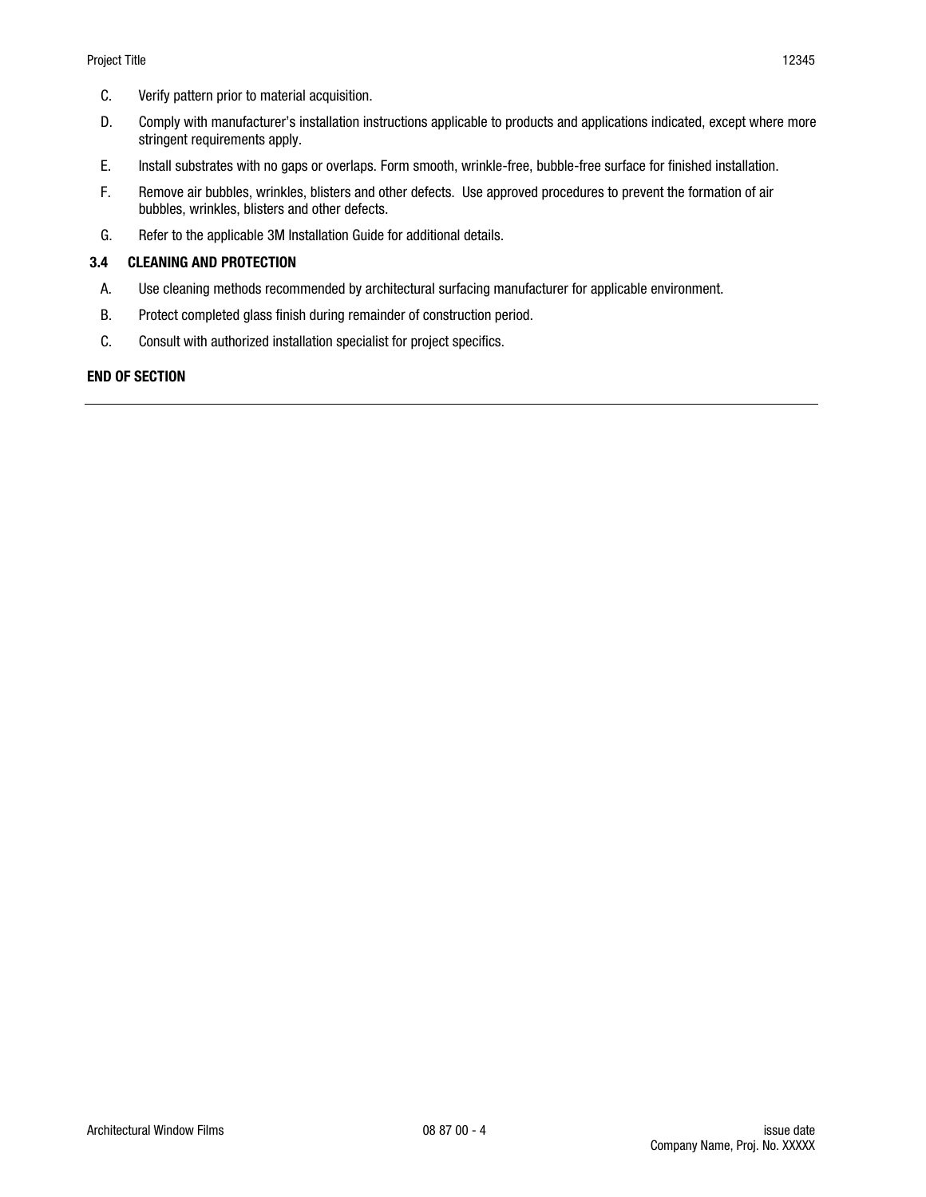C. Verify pattern prior to material acquisition.

D. Comply with manufacturer's installation instructions applicable to products and applications indicated, except where more stringent requirements apply.

E. Install substrates with no gaps or overlaps. Form smooth, wrinkle-free, bubble-free surface for finished installation.

F. Remove air bubbles, wrinkles, blisters and other defects. Use approved procedures to prevent the formation of air bubbles, wrinkles, blisters and other defects.

G. Refer to the applicable 3M Installation Guide for additional details.

### 3.4 CLEANING AND PROTECTION

A. Use cleaning methods recommended by architectural surfacing manufacturer for applicable environment.

B. Protect completed glass finish during remainder of construction period.

C. Consult with authorized installation specialist for project specifics.

**END OF SECTION**